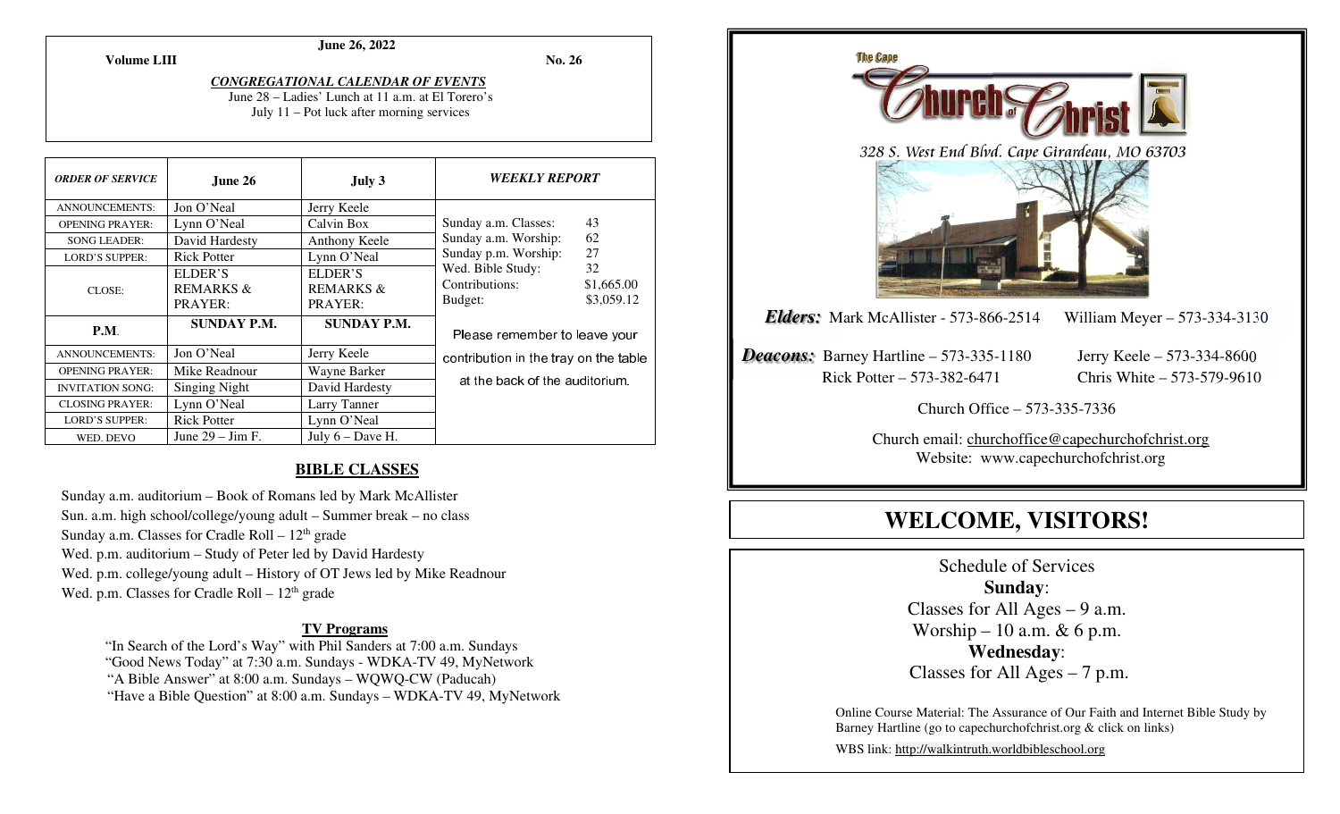**June 26, 2022**

**Volume LIII** **No. 26**

***CONGREGATIONAL CALENDAR OF EVENTS***

June 28 – Ladies' Lunch at 11 a.m. at El Torero's

July 11 – Pot luck after morning services

| *ORDER OF SERVICE* | June 26 | July 3 |
|---|---|---|
| ANNOUNCEMENTS: | Jon O'Neal | Jerry Keele |
| OPENING PRAYER: | Lynn O'Neal | Calvin Box |
| SONG LEADER: | David Hardesty | Anthony Keele |
| LORD'S SUPPER: | Rick Potter | Lynn O'Neal |
| CLOSE: | ELDER'S REMARKS & PRAYER: | ELDER'S REMARKS & PRAYER: |
| **P.M.** | **SUNDAY P.M.** | **SUNDAY P.M.** |
| ANNOUNCEMENTS: | Jon O'Neal | Jerry Keele |
| OPENING PRAYER: | Mike Readnour | Wayne Barker |
| INVITATION SONG: | Singing Night | David Hardesty |
| CLOSING PRAYER: | Lynn O'Neal | Larry Tanner |
| LORD'S SUPPER: | Rick Potter | Lynn O'Neal |
| WED. DEVO | June 29 – Jim F. | July 6 – Dave H. |

***WEEKLY REPORT***

| | |
|---|---|
| Sunday a.m. Classes: | 43 |
| Sunday a.m. Worship: | 62 |
| Sunday p.m. Worship: | 27 |
| Wed. Bible Study: | 32 |
| Contributions: | $1,665.00 |
| Budget: | $3,059.12 |

Please remember to leave your contribution in the tray on the table at the back of the auditorium.

## BIBLE CLASSES

Sunday a.m. auditorium – Book of Romans led by Mark McAllister

Sun. a.m. high school/college/young adult – Summer break – no class

Sunday a.m. Classes for Cradle Roll – 12th grade

Wed. p.m. auditorium – Study of Peter led by David Hardesty

Wed. p.m. college/young adult – History of OT Jews led by Mike Readnour

Wed. p.m. Classes for Cradle Roll – 12th grade

### TV Programs

"In Search of the Lord's Way" with Phil Sanders at 7:00 a.m. Sundays

"Good News Today" at 7:30 a.m. Sundays - WDKA-TV 49, MyNetwork

"A Bible Answer" at 8:00 a.m. Sundays – WQWQ-CW (Paducah)

"Have a Bible Question" at 8:00 a.m. Sundays – WDKA-TV 49, MyNetwork

The Cape Church of Christ

328 S. West End Blvd. Cape Girardeau, MO 63703

***Elders:*** Mark McAllister - 573-866-2514 William Meyer – 573-334-3130

***Deacons:*** Barney Hartline – 573-335-1180 Jerry Keele – 573-334-8600

Rick Potter – 573-382-6471 Chris White – 573-579-9610

Church Office – 573-335-7336

Church email: churchoffice@capechurchofchrist.org

Website: www.capechurchofchrist.org

# WELCOME, VISITORS!

Schedule of Services

**Sunday**:

Classes for All Ages – 9 a.m.

Worship – 10 a.m. & 6 p.m.

**Wednesday**:

Classes for All Ages – 7 p.m.

Online Course Material: The Assurance of Our Faith and Internet Bible Study by Barney Hartline (go to capechurchofchrist.org & click on links)

WBS link: http://walkintruth.worldbibleschool.org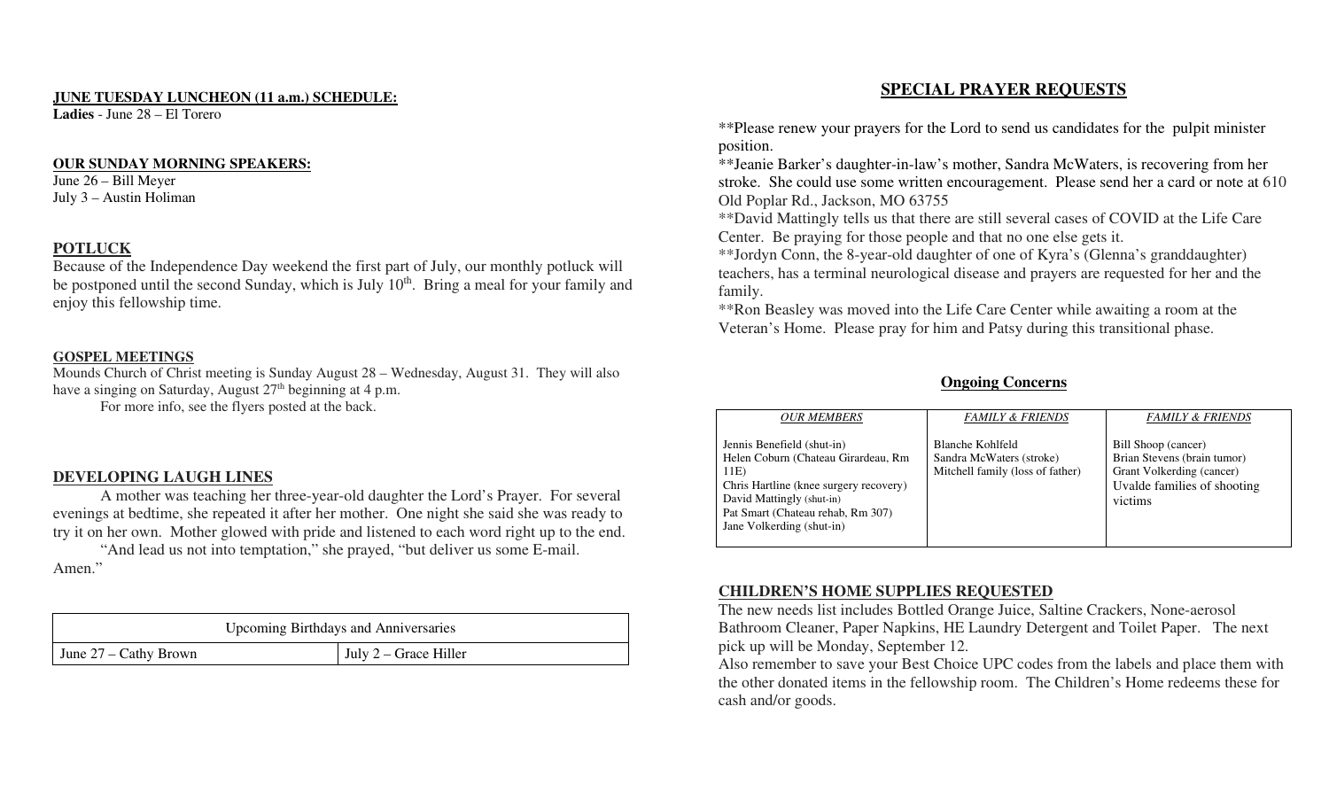**JUNE TUESDAY LUNCHEON (11 a.m.) SCHEDULE:**

**Ladies** - June 28 – El Torero

**OUR SUNDAY MORNING SPEAKERS:**

June 26 – Bill Meyer
July 3 – Austin Holiman

## POTLUCK

Because of the Independence Day weekend the first part of July, our monthly potluck will be postponed until the second Sunday, which is July 10th. Bring a meal for your family and enjoy this fellowship time.

## GOSPEL MEETINGS

Mounds Church of Christ meeting is Sunday August 28 – Wednesday, August 31. They will also have a singing on Saturday, August 27th beginning at 4 p.m.

For more info, see the flyers posted at the back.

## DEVELOPING LAUGH LINES

A mother was teaching her three-year-old daughter the Lord's Prayer. For several evenings at bedtime, she repeated it after her mother. One night she said she was ready to try it on her own. Mother glowed with pride and listened to each word right up to the end.

"And lead us not into temptation," she prayed, "but deliver us some E-mail. Amen."

| Upcoming Birthdays and Anniversaries | |
|---|---|
| June 27 – Cathy Brown | July 2 – Grace Hiller |

## SPECIAL PRAYER REQUESTS

**Please renew your prayers for the Lord to send us candidates for the pulpit minister position.

**Jeanie Barker's daughter-in-law's mother, Sandra McWaters, is recovering from her stroke. She could use some written encouragement. Please send her a card or note at 610 Old Poplar Rd., Jackson, MO 63755

**David Mattingly tells us that there are still several cases of COVID at the Life Care Center. Be praying for those people and that no one else gets it.

**Jordyn Conn, the 8-year-old daughter of one of Kyra's (Glenna's granddaughter) teachers, has a terminal neurological disease and prayers are requested for her and the family.

**Ron Beasley was moved into the Life Care Center while awaiting a room at the Veteran's Home. Please pray for him and Patsy during this transitional phase.

### Ongoing Concerns

| *OUR MEMBERS* | *FAMILY & FRIENDS* | *FAMILY & FRIENDS* |
|---|---|---|
| Jennis Benefield (shut-in)<br>Helen Coburn (Chateau Girardeau, Rm 11E)<br>Chris Hartline (knee surgery recovery)<br>David Mattingly (shut-in)<br>Pat Smart (Chateau rehab, Rm 307)<br>Jane Volkerding (shut-in) | Blanche Kohlfeld<br>Sandra McWaters (stroke)<br>Mitchell family (loss of father) | Bill Shoop (cancer)<br>Brian Stevens (brain tumor)<br>Grant Volkerding (cancer)<br>Uvalde families of shooting victims |

## CHILDREN'S HOME SUPPLIES REQUESTED

The new needs list includes Bottled Orange Juice, Saltine Crackers, None-aerosol Bathroom Cleaner, Paper Napkins, HE Laundry Detergent and Toilet Paper. The next pick up will be Monday, September 12.

Also remember to save your Best Choice UPC codes from the labels and place them with the other donated items in the fellowship room. The Children's Home redeems these for cash and/or goods.